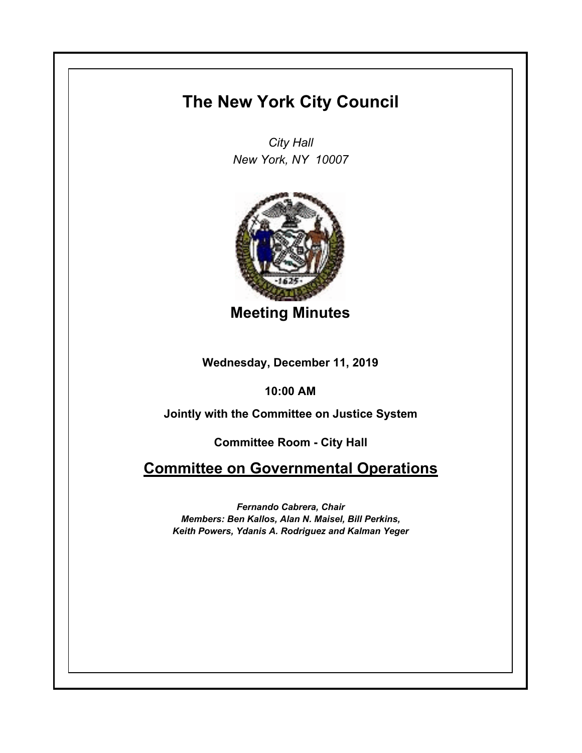# The New York City Council

*City Hall*
*New York, NY 10007*

## Meeting Minutes

**Wednesday, December 11, 2019**

**10:00 AM**

**Jointly with the Committee on Justice System**

**Committee Room - City Hall**

## Committee on Governmental Operations

***Fernando Cabrera, Chair***
***Members: Ben Kallos, Alan N. Maisel, Bill Perkins, Keith Powers, Ydanis A. Rodriguez and Kalman Yeger***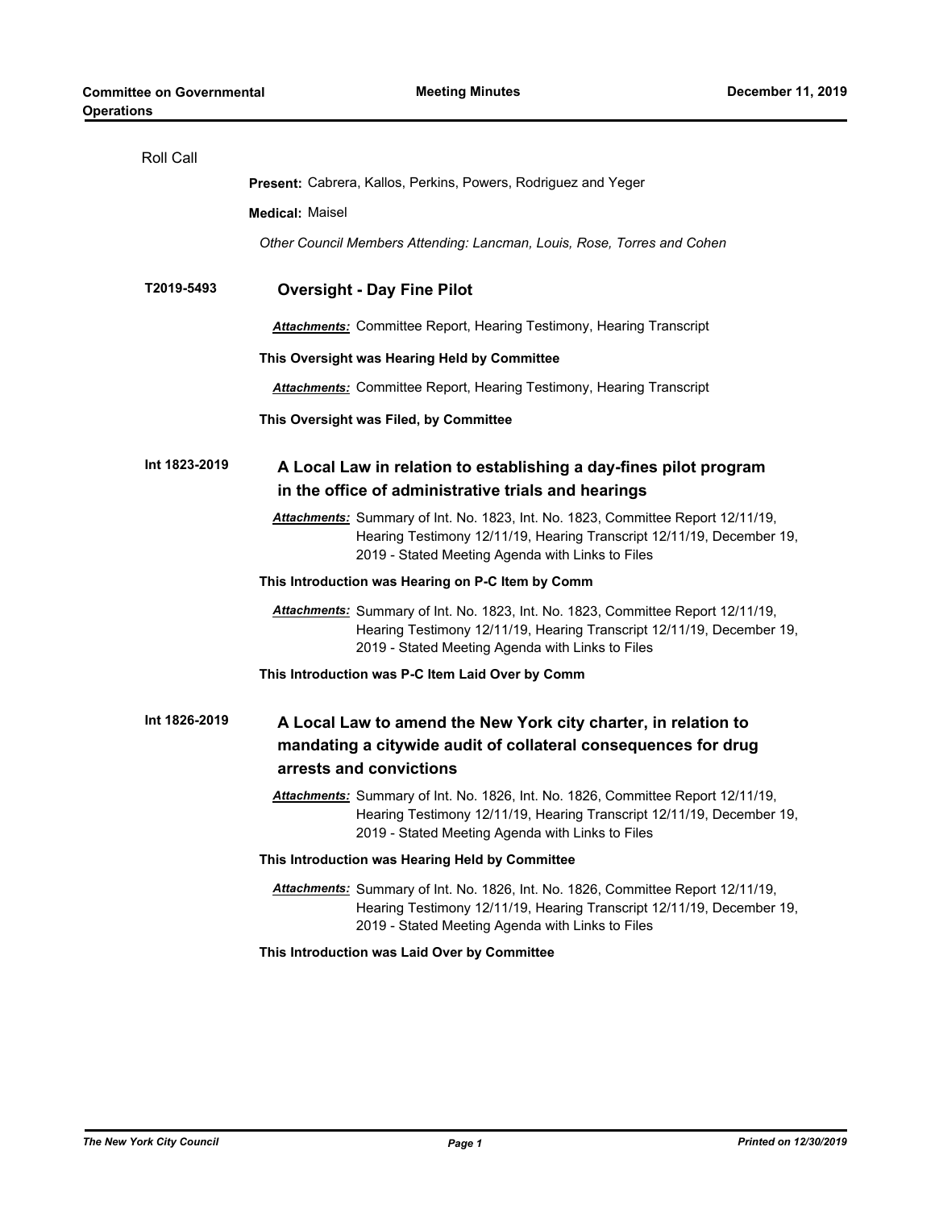Roll Call

**Present:** Cabrera, Kallos, Perkins, Powers, Rodriguez and Yeger

**Medical:** Maisel

*Other Council Members Attending: Lancman, Louis, Rose, Torres and Cohen*

**T2019-5493** **Oversight - Day Fine Pilot**

***Attachments:*** Committee Report, Hearing Testimony, Hearing Transcript

**This Oversight was Hearing Held by Committee**

***Attachments:*** Committee Report, Hearing Testimony, Hearing Transcript

**This Oversight was Filed, by Committee**

**Int 1823-2019** **A Local Law in relation to establishing a day-fines pilot program in the office of administrative trials and hearings**

***Attachments:*** Summary of Int. No. 1823, Int. No. 1823, Committee Report 12/11/19, Hearing Testimony 12/11/19, Hearing Transcript 12/11/19, December 19, 2019 - Stated Meeting Agenda with Links to Files

**This Introduction was Hearing on P-C Item by Comm**

***Attachments:*** Summary of Int. No. 1823, Int. No. 1823, Committee Report 12/11/19, Hearing Testimony 12/11/19, Hearing Transcript 12/11/19, December 19, 2019 - Stated Meeting Agenda with Links to Files

**This Introduction was P-C Item Laid Over by Comm**

**Int 1826-2019** **A Local Law to amend the New York city charter, in relation to mandating a citywide audit of collateral consequences for drug arrests and convictions**

***Attachments:*** Summary of Int. No. 1826, Int. No. 1826, Committee Report 12/11/19, Hearing Testimony 12/11/19, Hearing Transcript 12/11/19, December 19, 2019 - Stated Meeting Agenda with Links to Files

**This Introduction was Hearing Held by Committee**

***Attachments:*** Summary of Int. No. 1826, Int. No. 1826, Committee Report 12/11/19, Hearing Testimony 12/11/19, Hearing Transcript 12/11/19, December 19, 2019 - Stated Meeting Agenda with Links to Files

**This Introduction was Laid Over by Committee**